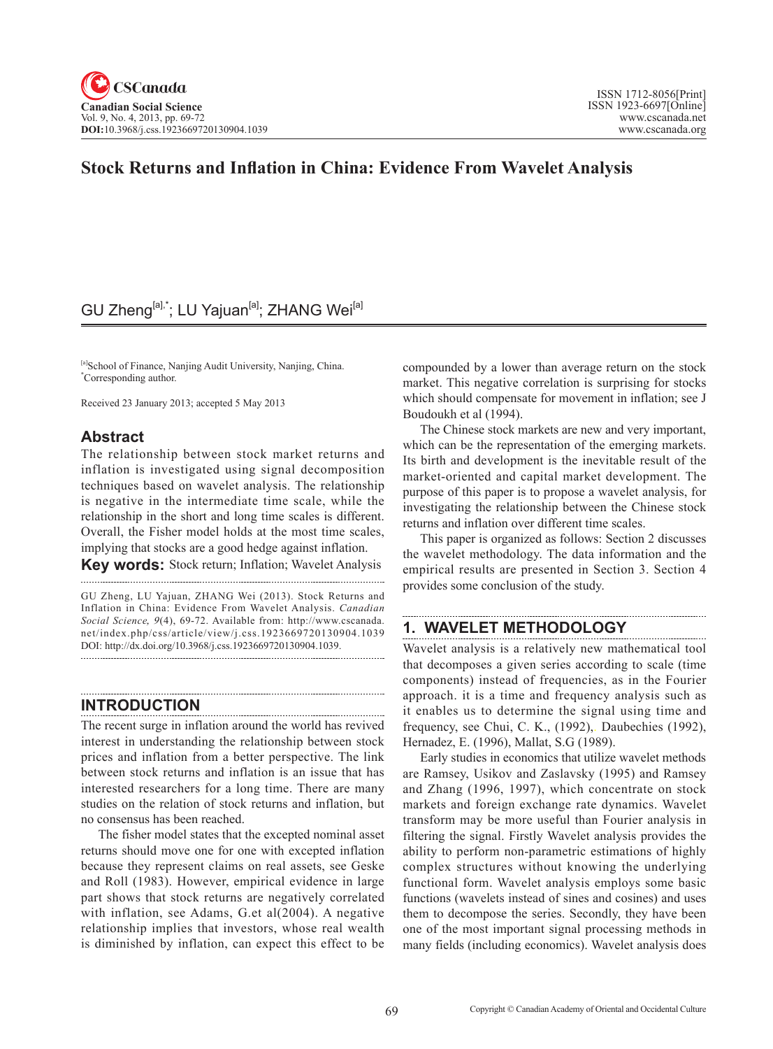# Stock Returns and Inflation in China: Evidence From Wavelet Analysis

GU Zheng[a],*; LU Yajuan[a]; ZHANG Wei[a]

[a]School of Finance, Nanjing Audit University, Nanjing, China.
*Corresponding author.

Received 23 January 2013; accepted 5 May 2013

## Abstract

The relationship between stock market returns and inflation is investigated using signal decomposition techniques based on wavelet analysis. The relationship is negative in the intermediate time scale, while the relationship in the short and long time scales is different. Overall, the Fisher model holds at the most time scales, implying that stocks are a good hedge against inflation.

**Key words:** Stock return; Inflation; Wavelet Analysis

GU Zheng, LU Yajuan, ZHANG Wei (2013). Stock Returns and Inflation in China: Evidence From Wavelet Analysis. *Canadian Social Science, 9*(4), 69-72. Available from: http://www.cscanada.net/index.php/css/article/view/j.css.1923669720130904.1039 DOI: http://dx.doi.org/10.3968/j.css.1923669720130904.1039.

## INTRODUCTION

The recent surge in inflation around the world has revived interest in understanding the relationship between stock prices and inflation from a better perspective. The link between stock returns and inflation is an issue that has interested researchers for a long time. There are many studies on the relation of stock returns and inflation, but no consensus has been reached.

The fisher model states that the excepted nominal asset returns should move one for one with excepted inflation because they represent claims on real assets, see Geske and Roll (1983). However, empirical evidence in large part shows that stock returns are negatively correlated with inflation, see Adams, G.et al(2004). A negative relationship implies that investors, whose real wealth is diminished by inflation, can expect this effect to be compounded by a lower than average return on the stock market. This negative correlation is surprising for stocks which should compensate for movement in inflation; see J Boudoukh et al (1994).

The Chinese stock markets are new and very important, which can be the representation of the emerging markets. Its birth and development is the inevitable result of the market-oriented and capital market development. The purpose of this paper is to propose a wavelet analysis, for investigating the relationship between the Chinese stock returns and inflation over different time scales.

This paper is organized as follows: Section 2 discusses the wavelet methodology. The data information and the empirical results are presented in Section 3. Section 4 provides some conclusion of the study.

## 1. WAVELET METHODOLOGY

Wavelet analysis is a relatively new mathematical tool that decomposes a given series according to scale (time components) instead of frequencies, as in the Fourier approach. it is a time and frequency analysis such as it enables us to determine the signal using time and frequency, see Chui, C. K., (1992), Daubechies (1992), Hernadez, E. (1996), Mallat, S.G (1989).

Early studies in economics that utilize wavelet methods are Ramsey, Usikov and Zaslavsky (1995) and Ramsey and Zhang (1996, 1997), which concentrate on stock markets and foreign exchange rate dynamics. Wavelet transform may be more useful than Fourier analysis in filtering the signal. Firstly Wavelet analysis provides the ability to perform non-parametric estimations of highly complex structures without knowing the underlying functional form. Wavelet analysis employs some basic functions (wavelets instead of sines and cosines) and uses them to decompose the series. Secondly, they have been one of the most important signal processing methods in many fields (including economics). Wavelet analysis does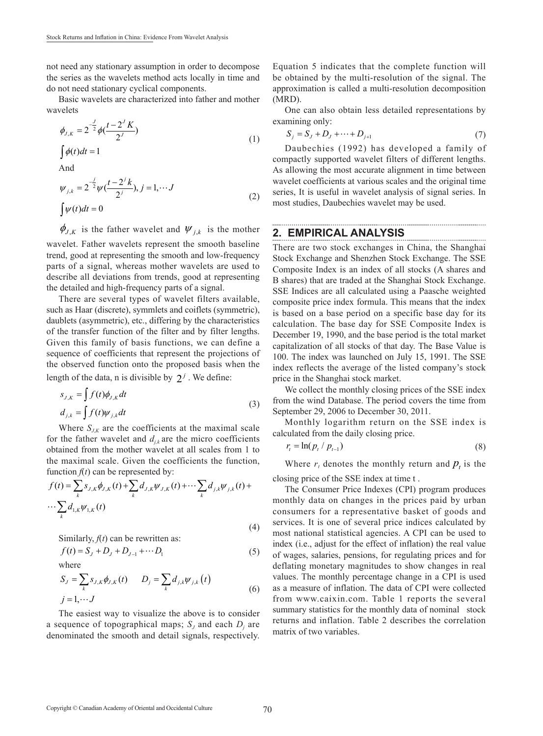not need any stationary assumption in order to decompose the series as the wavelets method acts locally in time and do not need stationary cyclical components.

Basic wavelets are characterized into father and mother wavelets

$$\phi_{J,K} = 2^{-\frac{J}{2}}\phi(\frac{t-2^J K}{2^J}) \qquad (1)$$
$$\int \phi(t)dt = 1$$

And

$$\psi_{j,k} = 2^{-\frac{j}{2}}\psi(\frac{t-2^j k}{2^j}), j = 1, \cdots J \qquad (2)$$
$$\int \psi(t)dt = 0$$

$\phi_{J,K}$ is the father wavelet and $\psi_{j,k}$ is the mother wavelet. Father wavelets represent the smooth baseline trend, good at representing the smooth and low-frequency parts of a signal, whereas mother wavelets are used to describe all deviations from trends, good at representing the detailed and high-frequency parts of a signal.

There are several types of wavelet filters available, such as Haar (discrete), symmlets and coiflets (symmetric), daublets (asymmetric), etc., differing by the characteristics of the transfer function of the filter and by filter lengths. Given this family of basis functions, we can define a sequence of coefficients that represent the projections of the observed function onto the proposed basis when the length of the data, n is divisible by $2^j$. We define:

$$s_{J,K} = \int f(t)\phi_{J,K}dt$$
$$d_{j,k} = \int f(t)\psi_{j,k}dt \qquad (3)$$

Where $S_{J,K}$ are the coefficients at the maximal scale for the father wavelet and $d_{j,k}$ are the micro coefficients obtained from the mother wavelet at all scales from 1 to the maximal scale. Given the coefficients the function, function $f(t)$ can be represented by:

$$f(t) = \sum_k s_{J,K}\phi_{J,K}(t) + \sum_k d_{J,K}\psi_{J,K}(t) + \cdots \sum_k d_{j,k}\psi_{j,k}(t) + \cdots \sum_k d_{1,K}\psi_{1,K}(t) \qquad (4)$$

Similarly, $f(t)$ can be rewritten as:

$$f(t) = S_J + D_J + D_{J-1} + \cdots D_1 \qquad (5)$$

where

$$S_J = \sum_k s_{J,K}\phi_{J,K}(t) \qquad D_j = \sum_k d_{j,k}\psi_{j,k}(t)$$
$$j = 1, \cdots J \qquad (6)$$

The easiest way to visualize the above is to consider a sequence of topographical maps; $S_J$ and each $D_j$ are denominated the smooth and detail signals, respectively. Equation 5 indicates that the complete function will be obtained by the multi-resolution of the signal. The approximation is called a multi-resolution decomposition (MRD).

One can also obtain less detailed representations by examining only:

$$S_j = S_J + D_J + \cdots + D_{j+1} \qquad (7)$$

Daubechies (1992) has developed a family of compactly supported wavelet filters of different lengths. As allowing the most accurate alignment in time between wavelet coefficients at various scales and the original time series, It is useful in wavelet analysis of signal series. In most studies, Daubechies wavelet may be used.

## 2. EMPIRICAL ANALYSIS

There are two stock exchanges in China, the Shanghai Stock Exchange and Shenzhen Stock Exchange. The SSE Composite Index is an index of all stocks (A shares and B shares) that are traded at the Shanghai Stock Exchange. SSE Indices are all calculated using a Paasche weighted composite price index formula. This means that the index is based on a base period on a specific base day for its calculation. The base day for SSE Composite Index is December 19, 1990, and the base period is the total market capitalization of all stocks of that day. The Base Value is 100. The index was launched on July 15, 1991. The SSE index reflects the average of the listed company's stock price in the Shanghai stock market.

We collect the monthly closing prices of the SSE index from the wind Database. The period covers the time from September 29, 2006 to December 30, 2011.

Monthly logarithm return on the SSE index is calculated from the daily closing price.

$$r_t = \ln(p_t / p_{t-1}) \qquad (8)$$

Where $r_t$ denotes the monthly return and $p_t$ is the closing price of the SSE index at time t .

The Consumer Price Indexes (CPI) program produces monthly data on changes in the prices paid by urban consumers for a representative basket of goods and services. It is one of several price indices calculated by most national statistical agencies. A CPI can be used to index (i.e., adjust for the effect of inflation) the real value of wages, salaries, pensions, for regulating prices and for deflating monetary magnitudes to show changes in real values. The monthly percentage change in a CPI is used as a measure of inflation. The data of CPI were collected from www.caixin.com. Table 1 reports the several summary statistics for the monthly data of nominal stock returns and inflation. Table 2 describes the correlation matrix of two variables.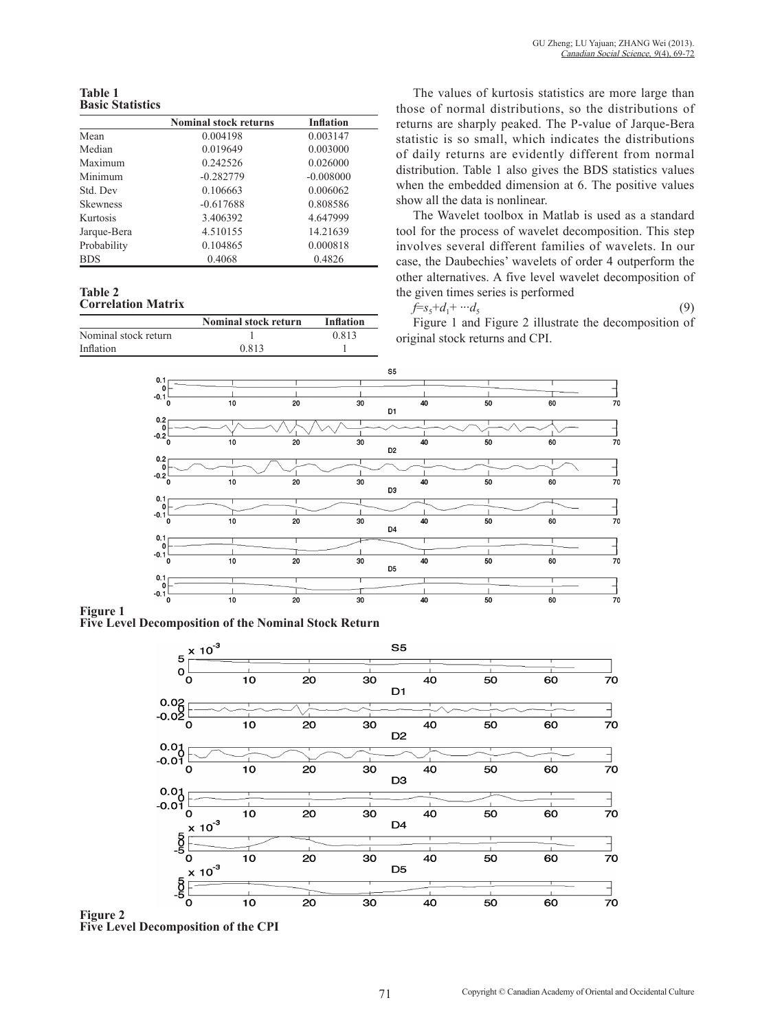**Table 1**
**Basic Statistics**

| | Nominal stock returns | Inflation |
|---|---|---|
| Mean | 0.004198 | 0.003147 |
| Median | 0.019649 | 0.003000 |
| Maximum | 0.242526 | 0.026000 |
| Minimum | -0.282779 | -0.008000 |
| Std. Dev | 0.106663 | 0.006062 |
| Skewness | -0.617688 | 0.808586 |
| Kurtosis | 3.406392 | 4.647999 |
| Jarque-Bera | 4.510155 | 14.21639 |
| Probability | 0.104865 | 0.000818 |
| BDS | 0.4068 | 0.4826 |

**Table 2**
**Correlation Matrix**

| | Nominal stock return | Inflation |
|---|---|---|
| Nominal stock return | 1 | 0.813 |
| Inflation | 0.813 | 1 |

The values of kurtosis statistics are more large than those of normal distributions, so the distributions of returns are sharply peaked. The P-value of Jarque-Bera statistic is so small, which indicates the distributions of daily returns are evidently different from normal distribution. Table 1 also gives the BDS statistics values when the embedded dimension at 6. The positive values show all the data is nonlinear.

The Wavelet toolbox in Matlab is used as a standard tool for the process of wavelet decomposition. This step involves several different families of wavelets. In our case, the Daubechies' wavelets of order 4 outperform the other alternatives. A five level wavelet decomposition of the given times series is performed

$$f=s_5+d_1+\cdots d_5 \tag{9}$$

Figure 1 and Figure 2 illustrate the decomposition of original stock returns and CPI.

**Figure 1**
**Five Level Decomposition of the Nominal Stock Return**

**Figure 2**
**Five Level Decomposition of the CPI**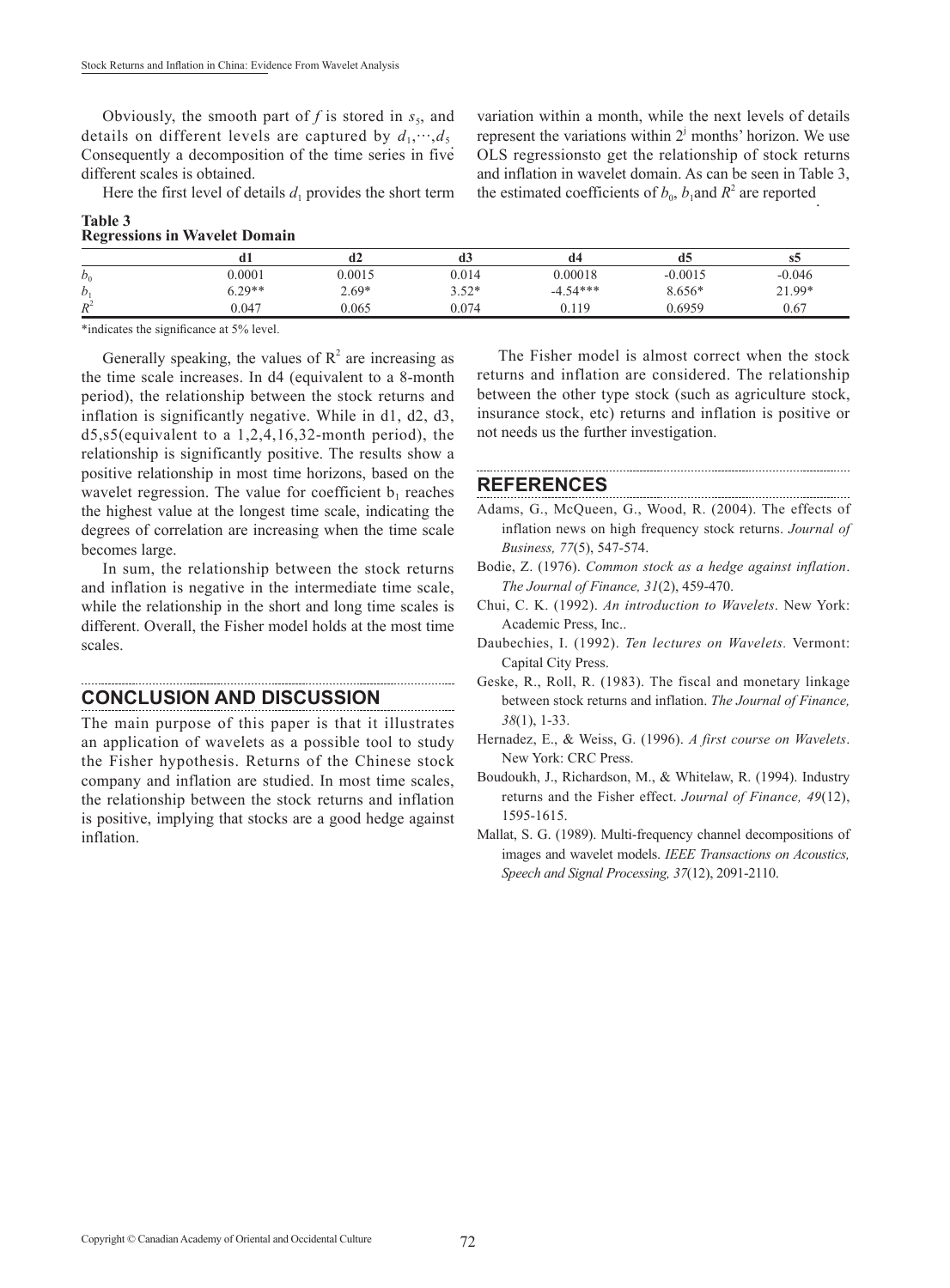Obviously, the smooth part of $f$ is stored in $s_5$, and details on different levels are captured by $d_1,\cdots,d_5$. Consequently a decomposition of the time series in five different scales is obtained.

Here the first level of details $d_1$ provides the short term variation within a month, while the next levels of details represent the variations within $2^j$ months' horizon. We use OLS regressionsto get the relationship of stock returns and inflation in wavelet domain. As can be seen in Table 3, the estimated coefficients of $b_0$, $b_1$and $R^2$ are reported.

**Table 3**
**Regressions in Wavelet Domain**

| | d1 | d2 | d3 | d4 | d5 | s5 |
|---|---|---|---|---|---|---|
| $b_0$ | 0.0001 | 0.0015 | 0.014 | 0.00018 | -0.0015 | -0.046 |
| $b_1$ | 6.29** | 2.69* | 3.52* | -4.54*** | 8.656* | 21.99* |
| $R^2$ | 0.047 | 0.065 | 0.074 | 0.119 | 0.6959 | 0.67 |

*indicates the significance at 5% level.

Generally speaking, the values of $R^2$ are increasing as the time scale increases. In d4 (equivalent to a 8-month period), the relationship between the stock returns and inflation is significantly negative. While in d1, d2, d3, d5,s5(equivalent to a 1,2,4,16,32-month period), the relationship is significantly positive. The results show a positive relationship in most time horizons, based on the wavelet regression. The value for coefficient $b_1$ reaches the highest value at the longest time scale, indicating the degrees of correlation are increasing when the time scale becomes large.

In sum, the relationship between the stock returns and inflation is negative in the intermediate time scale, while the relationship in the short and long time scales is different. Overall, the Fisher model holds at the most time scales.

## CONCLUSION AND DISCUSSION

The main purpose of this paper is that it illustrates an application of wavelets as a possible tool to study the Fisher hypothesis. Returns of the Chinese stock company and inflation are studied. In most time scales, the relationship between the stock returns and inflation is positive, implying that stocks are a good hedge against inflation.

The Fisher model is almost correct when the stock returns and inflation are considered. The relationship between the other type stock (such as agriculture stock, insurance stock, etc) returns and inflation is positive or not needs us the further investigation.

## REFERENCES

Adams, G., McQueen, G., Wood, R. (2004). The effects of inflation news on high frequency stock returns. *Journal of Business, 77*(5), 547-574.

Bodie, Z. (1976). *Common stock as a hedge against inflation*. *The Journal of Finance, 31*(2), 459-470.

Chui, C. K. (1992). *An introduction to Wavelets*. New York: Academic Press, Inc..

Daubechies, I. (1992). *Ten lectures on Wavelets.* Vermont: Capital City Press.

Geske, R., Roll, R. (1983). The fiscal and monetary linkage between stock returns and inflation. *The Journal of Finance, 38*(1), 1-33.

Hernadez, E., & Weiss, G. (1996). *A first course on Wavelets*. New York: CRC Press.

Boudoukh, J., Richardson, M., & Whitelaw, R. (1994). Industry returns and the Fisher effect. *Journal of Finance, 49*(12), 1595-1615.

Mallat, S. G. (1989). Multi-frequency channel decompositions of images and wavelet models. *IEEE Transactions on Acoustics, Speech and Signal Processing, 37*(12), 2091-2110.